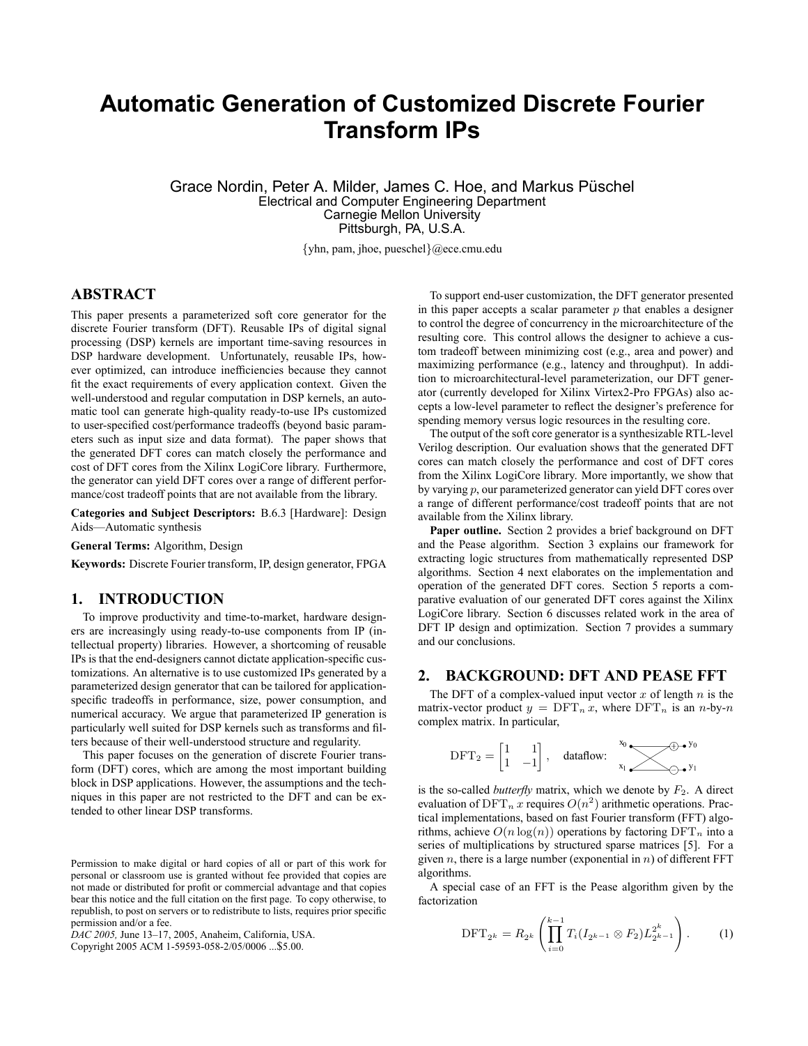# Automatic Generation of Customized Discrete Fourier Transform IPs

Grace Nordin, Peter A. Milder, James C. Hoe, and Markus Püschel
Electrical and Computer Engineering Department
Carnegie Mellon University
Pittsburgh, PA, U.S.A.

{yhn, pam, jhoe, pueschel}@ece.cmu.edu

## ABSTRACT

This paper presents a parameterized soft core generator for the discrete Fourier transform (DFT). Reusable IPs of digital signal processing (DSP) kernels are important time-saving resources in DSP hardware development. Unfortunately, reusable IPs, however optimized, can introduce inefficiencies because they cannot fit the exact requirements of every application context. Given the well-understood and regular computation in DSP kernels, an automatic tool can generate high-quality ready-to-use IPs customized to user-specified cost/performance tradeoffs (beyond basic parameters such as input size and data format). The paper shows that the generated DFT cores can match closely the performance and cost of DFT cores from the Xilinx LogiCore library. Furthermore, the generator can yield DFT cores over a range of different performance/cost tradeoff points that are not available from the library.

**Categories and Subject Descriptors:** B.6.3 [Hardware]: Design Aids—Automatic synthesis

**General Terms:** Algorithm, Design

**Keywords:** Discrete Fourier transform, IP, design generator, FPGA

## 1. INTRODUCTION

To improve productivity and time-to-market, hardware designers are increasingly using ready-to-use components from IP (intellectual property) libraries. However, a shortcoming of reusable IPs is that the end-designers cannot dictate application-specific customizations. An alternative is to use customized IPs generated by a parameterized design generator that can be tailored for application-specific tradeoffs in performance, size, power consumption, and numerical accuracy. We argue that parameterized IP generation is particularly well suited for DSP kernels such as transforms and filters because of their well-understood structure and regularity.

This paper focuses on the generation of discrete Fourier transform (DFT) cores, which are among the most important building block in DSP applications. However, the assumptions and the techniques in this paper are not restricted to the DFT and can be extended to other linear DSP transforms.

Permission to make digital or hard copies of all or part of this work for personal or classroom use is granted without fee provided that copies are not made or distributed for profit or commercial advantage and that copies bear this notice and the full citation on the first page. To copy otherwise, to republish, to post on servers or to redistribute to lists, requires prior specific permission and/or a fee.
*DAC 2005,* June 13–17, 2005, Anaheim, California, USA.
Copyright 2005 ACM 1-59593-058-2/05/0006 ...$5.00.

To support end-user customization, the DFT generator presented in this paper accepts a scalar parameter $p$ that enables a designer to control the degree of concurrency in the microarchitecture of the resulting core. This control allows the designer to achieve a custom tradeoff between minimizing cost (e.g., area and power) and maximizing performance (e.g., latency and throughput). In addition to microarchitectural-level parameterization, our DFT generator (currently developed for Xilinx Virtex2-Pro FPGAs) also accepts a low-level parameter to reflect the designer's preference for spending memory versus logic resources in the resulting core.

The output of the soft core generator is a synthesizable RTL-level Verilog description. Our evaluation shows that the generated DFT cores can match closely the performance and cost of DFT cores from the Xilinx LogiCore library. More importantly, we show that by varying $p$, our parameterized generator can yield DFT cores over a range of different performance/cost tradeoff points that are not available from the Xilinx library.

**Paper outline.** Section 2 provides a brief background on DFT and the Pease algorithm. Section 3 explains our framework for extracting logic structures from mathematically represented DSP algorithms. Section 4 next elaborates on the implementation and operation of the generated DFT cores. Section 5 reports a comparative evaluation of our generated DFT cores against the Xilinx LogiCore library. Section 6 discusses related work in the area of DFT IP design and optimization. Section 7 provides a summary and our conclusions.

## 2. BACKGROUND: DFT AND PEASE FFT

The DFT of a complex-valued input vector $x$ of length $n$ is the matrix-vector product $y = \mathrm{DFT}_n\, x$, where $\mathrm{DFT}_n$ is an $n$-by-$n$ complex matrix. In particular,

$$\mathrm{DFT}_2 = \begin{bmatrix} 1 & 1 \\ 1 & -1 \end{bmatrix}, \quad \text{dataflow:}$$

x0, x1, y0, y1

is the so-called *butterfly* matrix, which we denote by $F_2$. A direct evaluation of $\mathrm{DFT}_n\, x$ requires $O(n^2)$ arithmetic operations. Practical implementations, based on fast Fourier transform (FFT) algorithms, achieve $O(n\log(n))$ operations by factoring $\mathrm{DFT}_n$ into a series of multiplications by structured sparse matrices [5]. For a given $n$, there is a large number (exponential in $n$) of different FFT algorithms.

A special case of an FFT is the Pease algorithm given by the factorization

$$\mathrm{DFT}_{2^k} = R_{2^k}\left(\prod_{i=0}^{k-1} T_i (I_{2^{k-1}} \otimes F_2) L^{2^k}_{2^{k-1}}\right). \qquad (1)$$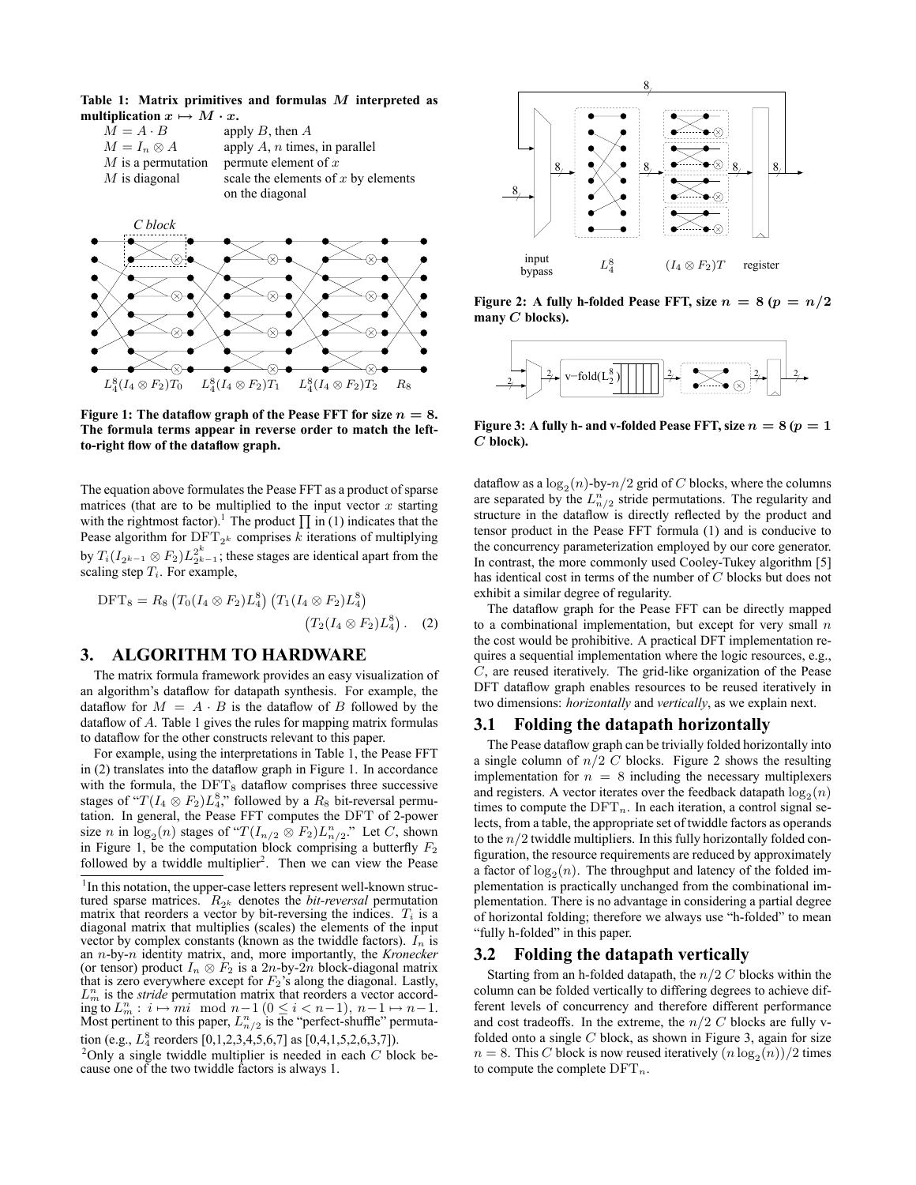**Table 1: Matrix primitives and formulas $M$ interpreted as multiplication $x \mapsto M \cdot x$.**

| | |
|---|---|
| $M = A \cdot B$ | apply $B$, then $A$ |
| $M = I_n \otimes A$ | apply $A$, $n$ times, in parallel |
| $M$ is a permutation | permute element of $x$ |
| $M$ is diagonal | scale the elements of $x$ by elements on the diagonal |

**Figure 1: The dataflow graph of the Pease FFT for size $n = 8$. The formula terms appear in reverse order to match the left-to-right flow of the dataflow graph.**

The equation above formulates the Pease FFT as a product of sparse matrices (that are to be multiplied to the input vector $x$ starting with the rightmost factor).[1] The product $\prod$ in (1) indicates that the Pease algorithm for $\text{DFT}_{2^k}$ comprises $k$ iterations of multiplying by $T_i(I_{2^{k-1}} \otimes F_2)L^{2^k}_{2^{k-1}}$; these stages are identical apart from the scaling step $T_i$. For example,

$$\text{DFT}_8 = R_8 \left(T_0(I_4 \otimes F_2)L^8_4\right) \left(T_1(I_4 \otimes F_2)L^8_4\right) \left(T_2(I_4 \otimes F_2)L^8_4\right). \quad (2)$$

## 3. ALGORITHM TO HARDWARE

The matrix formula framework provides an easy visualization of an algorithm's dataflow for datapath synthesis. For example, the dataflow for $M = A \cdot B$ is the dataflow of $B$ followed by the dataflow of $A$. Table 1 gives the rules for mapping matrix formulas to dataflow for the other constructs relevant to this paper.

For example, using the interpretations in Table 1, the Pease FFT in (2) translates into the dataflow graph in Figure 1. In accordance with the formula, the $\text{DFT}_8$ dataflow comprises three successive stages of "$T(I_4 \otimes F_2)L^8_4$," followed by a $R_8$ bit-reversal permutation. In general, the Pease FFT computes the DFT of 2-power size $n$ in $\log_2(n)$ stages of "$T(I_{n/2} \otimes F_2)L^n_{n/2}$." Let $C$, shown in Figure 1, be the computation block comprising a butterfly $F_2$ followed by a twiddle multiplier[2]. Then we can view the Pease dataflow as a $\log_2(n)$-by-$n/2$ grid of $C$ blocks, where the columns are separated by the $L^n_{n/2}$ stride permutations. The regularity and structure in the dataflow is directly reflected by the product and tensor product in the Pease FFT formula (1) and is conducive to the concurrency parameterization employed by our core generator. In contrast, the more commonly used Cooley-Tukey algorithm [5] has identical cost in terms of the number of $C$ blocks but does not exhibit a similar degree of regularity.

The dataflow graph for the Pease FFT can be directly mapped to a combinational implementation, but except for very small $n$ the cost would be prohibitive. A practical DFT implementation requires a sequential implementation where the logic resources, e.g., $C$, are reused iteratively. The grid-like organization of the Pease DFT dataflow graph enables resources to be reused iteratively in two dimensions: *horizontally* and *vertically*, as we explain next.

### 3.1 Folding the datapath horizontally

The Pease dataflow graph can be trivially folded horizontally into a single column of $n/2$ $C$ blocks. Figure 2 shows the resulting implementation for $n = 8$ including the necessary multiplexers and registers. A vector iterates over the feedback datapath $\log_2(n)$ times to compute the $\text{DFT}_n$. In each iteration, a control signal selects, from a table, the appropriate set of twiddle factors as operands to the $n/2$ twiddle multipliers. In this fully horizontally folded configuration, the resource requirements are reduced by approximately a factor of $\log_2(n)$. The throughput and latency of the folded implementation is practically unchanged from the combinational implementation. There is no advantage in considering a partial degree of horizontal folding; therefore we always use "h-folded" to mean "fully h-folded" in this paper.

**Figure 2: A fully h-folded Pease FFT, size $n = 8$ ($p = n/2$ many $C$ blocks).**

**Figure 3: A fully h- and v-folded Pease FFT, size $n = 8$ ($p = 1$ $C$ block).**

### 3.2 Folding the datapath vertically

Starting from an h-folded datapath, the $n/2$ $C$ blocks within the column can be folded vertically to differing degrees to achieve different levels of concurrency and therefore different performance and cost tradeoffs. In the extreme, the $n/2$ $C$ blocks are fully v-folded onto a single $C$ block, as shown in Figure 3, again for size $n = 8$. This $C$ block is now reused iteratively $(n \log_2(n))/2$ times to compute the complete $\text{DFT}_n$.

---

[1] In this notation, the upper-case letters represent well-known structured sparse matrices. $R_{2^k}$ denotes the *bit-reversal* permutation matrix that reorders a vector by bit-reversing the indices. $T_i$ is a diagonal matrix that multiplies (scales) the elements of the input vector by complex constants (known as the twiddle factors). $I_n$ is an $n$-by-$n$ identity matrix, and, more importantly, the *Kronecker* (or tensor) product $I_n \otimes F_2$ is a $2n$-by-$2n$ block-diagonal matrix that is zero everywhere except for $F_2$'s along the diagonal. Lastly, $L^n_m$ is the *stride* permutation matrix that reorders a vector according to $L^n_m : i \mapsto mi \mod n-1$ $(0 \leq i < n-1)$, $n-1 \mapsto n-1$. Most pertinent to this paper, $L^n_{n/2}$ is the "perfect-shuffle" permutation (e.g., $L^8_4$ reorders [0,1,2,3,4,5,6,7] as [0,4,1,5,2,6,3,7]).

[2] Only a single twiddle multiplier is needed in each $C$ block because one of the two twiddle factors is always 1.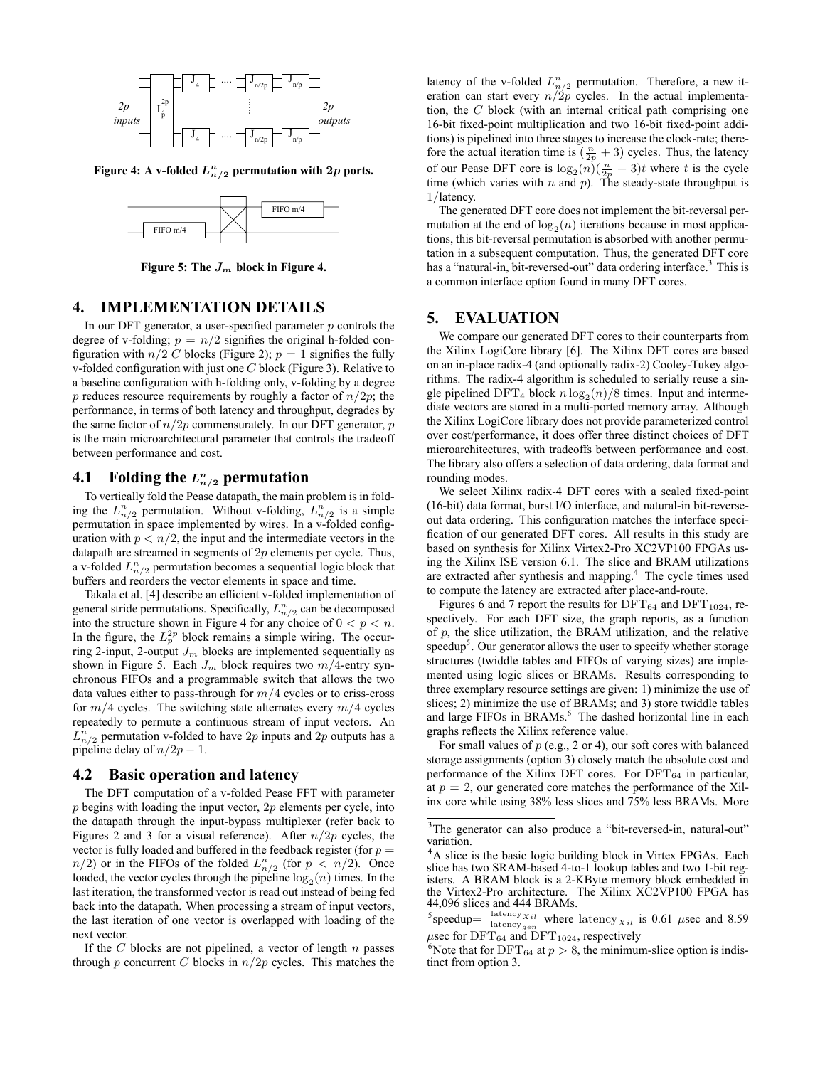Figure 4: A v-folded $L^n_{n/2}$ permutation with $2p$ ports.

Figure 5: The $J_m$ block in Figure 4.

## 4. IMPLEMENTATION DETAILS

In our DFT generator, a user-specified parameter $p$ controls the degree of v-folding; $p = n/2$ signifies the original h-folded configuration with $n/2$ $C$ blocks (Figure 2); $p = 1$ signifies the fully v-folded configuration with just one $C$ block (Figure 3). Relative to a baseline configuration with h-folding only, v-folding by a degree $p$ reduces resource requirements by roughly a factor of $n/2p$; the performance, in terms of both latency and throughput, degrades by the same factor of $n/2p$ commensurately. In our DFT generator, $p$ is the main microarchitectural parameter that controls the tradeoff between performance and cost.

### 4.1 Folding the $L^n_{n/2}$ permutation

To vertically fold the Pease datapath, the main problem is in folding the $L^n_{n/2}$ permutation. Without v-folding, $L^n_{n/2}$ is a simple permutation in space implemented by wires. In a v-folded configuration with $p < n/2$, the input and the intermediate vectors in the datapath are streamed in segments of $2p$ elements per cycle. Thus, a v-folded $L^n_{n/2}$ permutation becomes a sequential logic block that buffers and reorders the vector elements in space and time.

Takala et al. [4] describe an efficient v-folded implementation of general stride permutations. Specifically, $L^n_{n/2}$ can be decomposed into the structure shown in Figure 4 for any choice of $0 < p < n$. In the figure, the $L^{2p}_p$ block remains a simple wiring. The occurring 2-input, 2-output $J_m$ blocks are implemented sequentially as shown in Figure 5. Each $J_m$ block requires two $m/4$-entry synchronous FIFOs and a programmable switch that allows the two data values either to pass-through for $m/4$ cycles or to criss-cross for $m/4$ cycles. The switching state alternates every $m/4$ cycles repeatedly to permute a continuous stream of input vectors. An $L^n_{n/2}$ permutation v-folded to have $2p$ inputs and $2p$ outputs has a pipeline delay of $n/2p - 1$.

### 4.2 Basic operation and latency

The DFT computation of a v-folded Pease FFT with parameter $p$ begins with loading the input vector, $2p$ elements per cycle, into the datapath through the input-bypass multiplexer (refer back to Figures 2 and 3 for a visual reference). After $n/2p$ cycles, the vector is fully loaded and buffered in the feedback register (for $p = n/2$) or in the FIFOs of the folded $L^n_{n/2}$ (for $p < n/2$). Once loaded, the vector cycles through the pipeline $\log_2(n)$ times. In the last iteration, the transformed vector is read out instead of being fed back into the datapath. When processing a stream of input vectors, the last iteration of one vector is overlapped with loading of the next vector.

If the $C$ blocks are not pipelined, a vector of length $n$ passes through $p$ concurrent $C$ blocks in $n/2p$ cycles. This matches the latency of the v-folded $L^n_{n/2}$ permutation. Therefore, a new iteration can start every $n/2p$ cycles. In the actual implementation, the $C$ block (with an internal critical path comprising one 16-bit fixed-point multiplication and two 16-bit fixed-point additions) is pipelined into three stages to increase the clock-rate; therefore the actual iteration time is $(\frac{n}{2p} + 3)$ cycles. Thus, the latency of our Pease DFT core is $\log_2(n)(\frac{n}{2p} + 3)t$ where $t$ is the cycle time (which varies with $n$ and $p$). The steady-state throughput is 1/latency.

The generated DFT core does not implement the bit-reversal permutation at the end of $\log_2(n)$ iterations because in most applications, this bit-reversal permutation is absorbed with another permutation in a subsequent computation. Thus, the generated DFT core has a "natural-in, bit-reversed-out" data ordering interface.[3] This is a common interface option found in many DFT cores.

## 5. EVALUATION

We compare our generated DFT cores to their counterparts from the Xilinx LogiCore library [6]. The Xilinx DFT cores are based on an in-place radix-4 (and optionally radix-2) Cooley-Tukey algorithms. The radix-4 algorithm is scheduled to serially reuse a single pipelined $\mathrm{DFT}_4$ block $n\log_2(n)/8$ times. Input and intermediate vectors are stored in a multi-ported memory array. Although the Xilinx LogiCore library does not provide parameterized control over cost/performance, it does offer three distinct choices of DFT microarchitectures, with tradeoffs between performance and cost. The library also offers a selection of data ordering, data format and rounding modes.

We select Xilinx radix-4 DFT cores with a scaled fixed-point (16-bit) data format, burst I/O interface, and natural-in bit-reverse-out data ordering. This configuration matches the interface specification of our generated DFT cores. All results in this study are based on synthesis for Xilinx Virtex2-Pro XC2VP100 FPGAs using the Xilinx ISE version 6.1. The slice and BRAM utilizations are extracted after synthesis and mapping.[4] The cycle times used to compute the latency are extracted after place-and-route.

Figures 6 and 7 report the results for $\mathrm{DFT}_{64}$ and $\mathrm{DFT}_{1024}$, respectively. For each DFT size, the graph reports, as a function of $p$, the slice utilization, the BRAM utilization, and the relative speedup[5]. Our generator allows the user to specify whether storage structures (twiddle tables and FIFOs of varying sizes) are implemented using logic slices or BRAMs. Results corresponding to three exemplary resource settings are given: 1) minimize the use of slices; 2) minimize the use of BRAMs; and 3) store twiddle tables and large FIFOs in BRAMs.[6] The dashed horizontal line in each graphs reflects the Xilinx reference value.

For small values of $p$ (e.g., 2 or 4), our soft cores with balanced storage assignments (option 3) closely match the absolute cost and performance of the Xilinx DFT cores. For $\mathrm{DFT}_{64}$ in particular, at $p = 2$, our generated core matches the performance of the Xilinx core while using 38% less slices and 75% less BRAMs. More

---

[3] The generator can also produce a "bit-reversed-in, natural-out" variation.

[4] A slice is the basic logic building block in Virtex FPGAs. Each slice has two SRAM-based 4-to-1 lookup tables and two 1-bit registers. A BRAM block is a 2-KByte memory block embedded in the Virtex2-Pro architecture. The Xilinx XC2VP100 FPGA has 44,096 slices and 444 BRAMs.

[5] speedup= $\frac{\mathrm{latency}_{Xil}}{\mathrm{latency}_{gen}}$ where $\mathrm{latency}_{Xil}$ is 0.61 $\mu$sec and 8.59 $\mu$sec for $\mathrm{DFT}_{64}$ and $\mathrm{DFT}_{1024}$, respectively

[6] Note that for $\mathrm{DFT}_{64}$ at $p > 8$, the minimum-slice option is indistinct from option 3.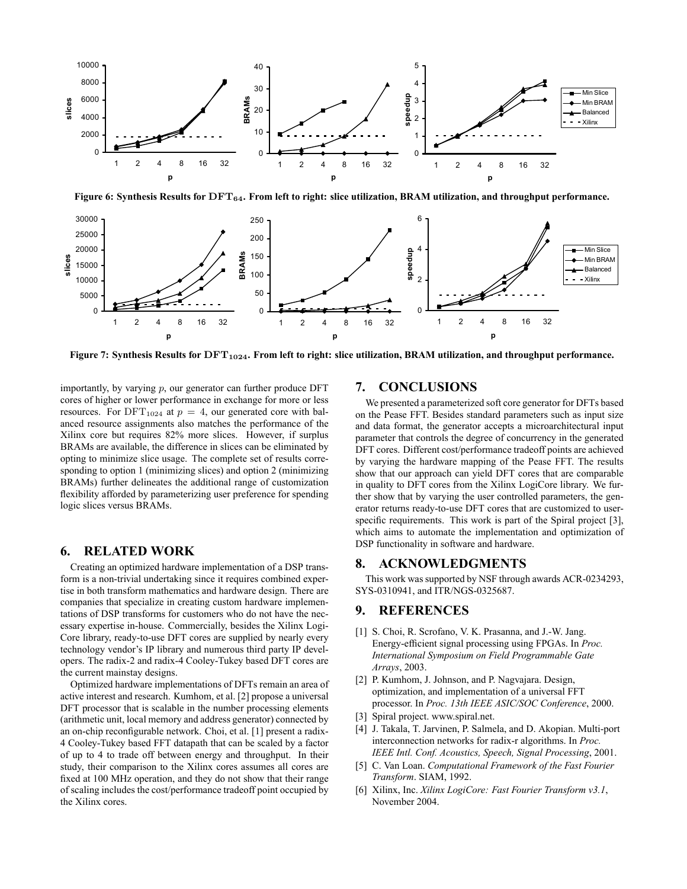10000
8000
6000
4000
2000
0
slices
1 2 4 8 16 32
p

40
30
20
10
0
BRAMs
1 2 4 8 16 32
p

5
4
3
2
1
0
speedup
1 2 4 8 16 32
p

Min Slice
Min BRAM
Balanced
Xilinx

**Figure 6: Synthesis Results for $\mathrm{DFT}_{64}$. From left to right: slice utilization, BRAM utilization, and throughput performance.**

30000
25000
20000
15000
10000
5000
0
slices
1 2 4 8 16 32
p

250
200
150
100
50
0
BRAMs
1 2 4 8 16 32
p

6
4
2
0
speedup
1 2 4 8 16 32
p

Min Slice
Min BRAM
Balanced
Xilinx

**Figure 7: Synthesis Results for $\mathrm{DFT}_{1024}$. From left to right: slice utilization, BRAM utilization, and throughput performance.**

importantly, by varying $p$, our generator can further produce DFT cores of higher or lower performance in exchange for more or less resources. For $\mathrm{DFT}_{1024}$ at $p = 4$, our generated core with balanced resource assignments also matches the performance of the Xilinx core but requires 82% more slices. However, if surplus BRAMs are available, the difference in slices can be eliminated by opting to minimize slice usage. The complete set of results corresponding to option 1 (minimizing slices) and option 2 (minimizing BRAMs) further delineates the additional range of customization flexibility afforded by parameterizing user preference for spending logic slices versus BRAMs.

## 6. RELATED WORK

Creating an optimized hardware implementation of a DSP transform is a non-trivial undertaking since it requires combined expertise in both transform mathematics and hardware design. There are companies that specialize in creating custom hardware implementations of DSP transforms for customers who do not have the necessary expertise in-house. Commercially, besides the Xilinx LogiCore library, ready-to-use DFT cores are supplied by nearly every technology vendor's IP library and numerous third party IP developers. The radix-2 and radix-4 Cooley-Tukey based DFT cores are the current mainstay designs.

Optimized hardware implementations of DFTs remain an area of active interest and research. Kumhom, et al. [2] propose a universal DFT processor that is scalable in the number processing elements (arithmetic unit, local memory and address generator) connected by an on-chip reconfigurable network. Choi, et al. [1] present a radix-4 Cooley-Tukey based FFT datapath that can be scaled by a factor of up to 4 to trade off between energy and throughput. In their study, their comparison to the Xilinx cores assumes all cores are fixed at 100 MHz operation, and they do not show that their range of scaling includes the cost/performance tradeoff point occupied by the Xilinx cores.

## 7. CONCLUSIONS

We presented a parameterized soft core generator for DFTs based on the Pease FFT. Besides standard parameters such as input size and data format, the generator accepts a microarchitectural input parameter that controls the degree of concurrency in the generated DFT cores. Different cost/performance tradeoff points are achieved by varying the hardware mapping of the Pease FFT. The results show that our approach can yield DFT cores that are comparable in quality to DFT cores from the Xilinx LogiCore library. We further show that by varying the user controlled parameters, the generator returns ready-to-use DFT cores that are customized to user-specific requirements. This work is part of the Spiral project [3], which aims to automate the implementation and optimization of DSP functionality in software and hardware.

## 8. ACKNOWLEDGMENTS

This work was supported by NSF through awards ACR-0234293, SYS-0310941, and ITR/NGS-0325687.

## 9. REFERENCES

[1] S. Choi, R. Scrofano, V. K. Prasanna, and J.-W. Jang. Energy-efficient signal processing using FPGAs. In *Proc. International Symposium on Field Programmable Gate Arrays*, 2003.

[2] P. Kumhom, J. Johnson, and P. Nagvajara. Design, optimization, and implementation of a universal FFT processor. In *Proc. 13th IEEE ASIC/SOC Conference*, 2000.

[3] Spiral project. www.spiral.net.

[4] J. Takala, T. Jarvinen, P. Salmela, and D. Akopian. Multi-port interconnection networks for radix-r algorithms. In *Proc. IEEE Intl. Conf. Acoustics, Speech, Signal Processing*, 2001.

[5] C. Van Loan. *Computational Framework of the Fast Fourier Transform*. SIAM, 1992.

[6] Xilinx, Inc. *Xilinx LogiCore: Fast Fourier Transform v3.1*, November 2004.